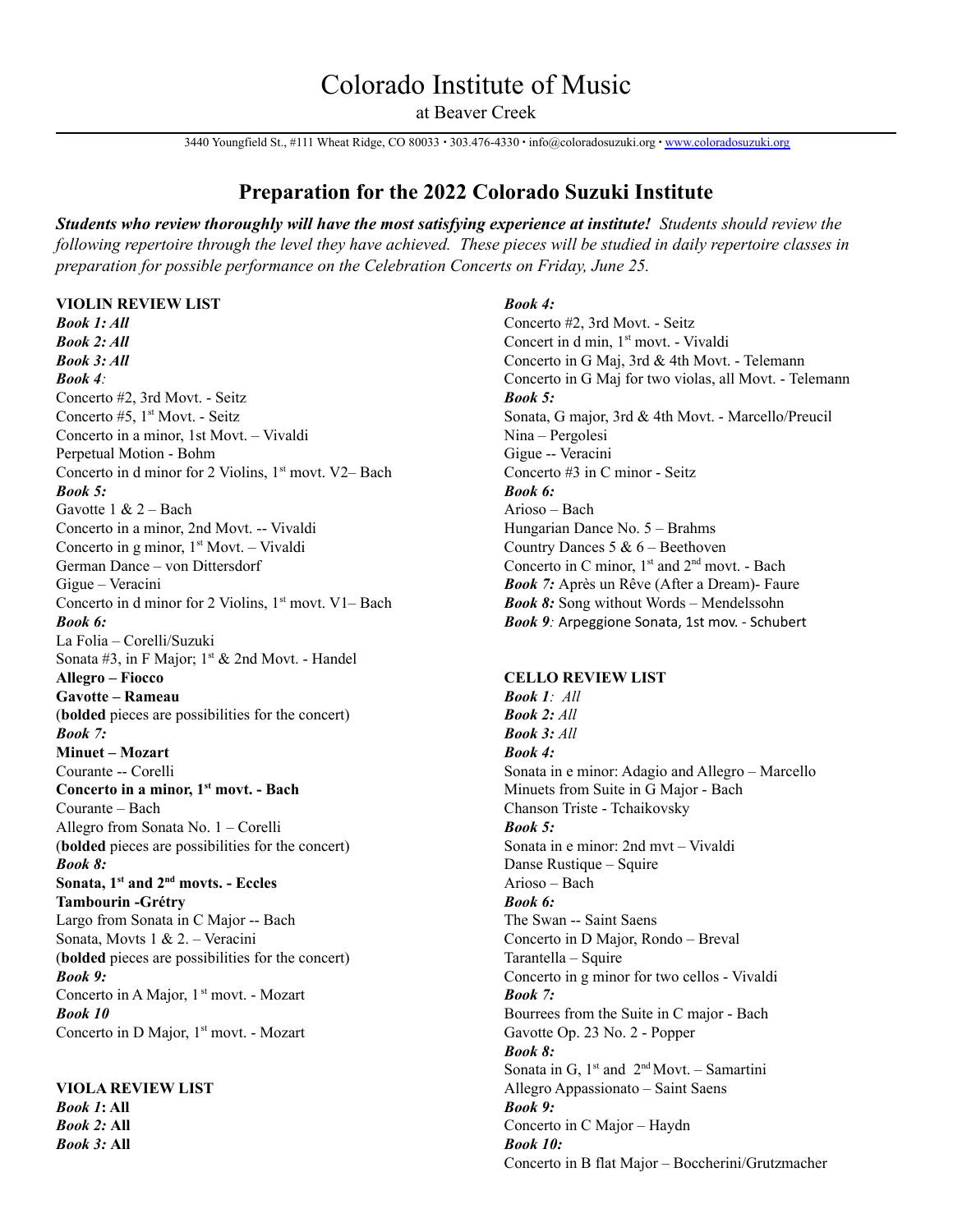# Colorado Institute of Music

at Beaver Creek

3440 Youngfield St., #111 Wheat Ridge, CO 80033 • 303.476-4330 • info@coloradosuzuki.org • www.coloradosuzuki.org

## Preparation for the 2022 Colorado Suzuki Institute

***Students who review thoroughly will have the most satisfying experience at institute!*** *Students should review the following repertoire through the level they have achieved. These pieces will be studied in daily repertoire classes in preparation for possible performance on the Celebration Concerts on Friday, June 25.*

**VIOLIN REVIEW LIST**

***Book 1: All***

***Book 2: All***

***Book 3: All***

***Book 4:***

Concerto #2, 3rd Movt. - Seitz
Concerto #5, 1st Movt. - Seitz
Concerto in a minor, 1st Movt. – Vivaldi
Perpetual Motion - Bohm
Concerto in d minor for 2 Violins, 1st movt. V2– Bach

***Book 5:***

Gavotte 1 & 2 – Bach
Concerto in a minor, 2nd Movt. -- Vivaldi
Concerto in g minor, 1st Movt. – Vivaldi
German Dance – von Dittersdorf
Gigue – Veracini
Concerto in d minor for 2 Violins, 1st movt. V1– Bach

***Book 6:***

La Folia – Corelli/Suzuki
Sonata #3, in F Major; 1st & 2nd Movt. - Handel
**Allegro – Fiocco**
**Gavotte – Rameau**
(**bolded** pieces are possibilities for the concert)

***Book 7:***

**Minuet – Mozart**
Courante -- Corelli
**Concerto in a minor, 1st movt. - Bach**
Courante – Bach
Allegro from Sonata No. 1 – Corelli
(**bolded** pieces are possibilities for the concert)

***Book 8:***

**Sonata, 1st and 2nd movts. - Eccles**
**Tambourin -Grétry**
Largo from Sonata in C Major -- Bach
Sonata, Movts 1 & 2. – Veracini
(**bolded** pieces are possibilities for the concert)

***Book 9:***

Concerto in A Major, 1st movt. - Mozart

***Book 10***

Concerto in D Major, 1st movt. - Mozart

**VIOLA REVIEW LIST**

***Book 1*: All**

***Book 2:* All**

***Book 3:* All**

***Book 4:***

Concerto #2, 3rd Movt. - Seitz
Concert in d min, 1st movt. - Vivaldi
Concerto in G Maj, 3rd & 4th Movt. - Telemann
Concerto in G Maj for two violas, all Movt. - Telemann

***Book 5:***

Sonata, G major, 3rd & 4th Movt. - Marcello/Preucil
Nina – Pergolesi
Gigue -- Veracini
Concerto #3 in C minor - Seitz

***Book 6:***

Arioso – Bach
Hungarian Dance No. 5 – Brahms
Country Dances 5 & 6 – Beethoven
Concerto in C minor, 1st and 2nd movt. - Bach

***Book 7:*** Après un Rêve (After a Dream)- Faure

***Book 8:*** Song without Words – Mendelssohn

***Book 9**:* Arpeggione Sonata, 1st mov. - Schubert

**CELLO REVIEW LIST**

***Book 1**: All*

***Book 2:** All*

***Book 3:** All*

***Book 4:***

Sonata in e minor: Adagio and Allegro – Marcello
Minuets from Suite in G Major - Bach
Chanson Triste - Tchaikovsky

***Book 5:***

Sonata in e minor: 2nd mvt – Vivaldi
Danse Rustique – Squire
Arioso – Bach

***Book 6:***

The Swan -- Saint Saens
Concerto in D Major, Rondo – Breval
Tarantella – Squire
Concerto in g minor for two cellos - Vivaldi

***Book 7:***

Bourrees from the Suite in C major - Bach
Gavotte Op. 23 No. 2 - Popper

***Book 8:***

Sonata in G, 1st and 2nd Movt. – Samartini
Allegro Appassionato – Saint Saens

***Book 9:***

Concerto in C Major – Haydn

***Book 10:***

Concerto in B flat Major – Boccherini/Grutzmacher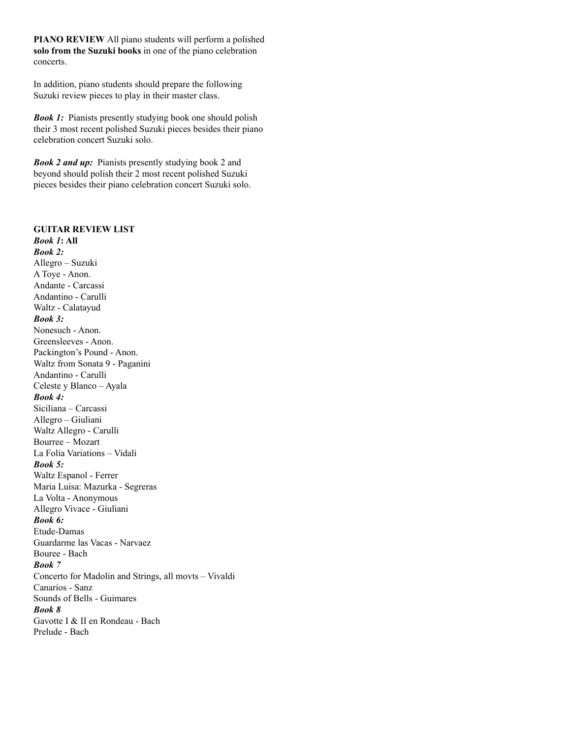**PIANO REVIEW** All piano students will perform a polished **solo from the Suzuki books** in one of the piano celebration concerts.

In addition, piano students should prepare the following Suzuki review pieces to play in their master class.

***Book 1:*** Pianists presently studying book one should polish their 3 most recent polished Suzuki pieces besides their piano celebration concert Suzuki solo.

***Book 2 and up:*** Pianists presently studying book 2 and beyond should polish their 2 most recent polished Suzuki pieces besides their piano celebration concert Suzuki solo.

**GUITAR REVIEW LIST**

***Book 1*****: All**

***Book 2:***

Allegro – Suzuki
A Toye - Anon.
Andante - Carcassi
Andantino - Carulli
Waltz - Calatayud

***Book 3:***

Nonesuch - Anon.
Greensleeves - Anon.
Packington's Pound - Anon.
Waltz from Sonata 9 - Paganini
Andantino - Carulli
Celeste y Blanco – Ayala

***Book 4:***

Siciliana – Carcassi
Allegro – Giuliani
Waltz Allegro - Carulli
Bourree – Mozart
La Folia Variations – Vidali

***Book 5:***

Waltz Espanol - Ferrer
Maria Luisa: Mazurka - Segreras
La Volta - Anonymous
Allegro Vivace - Giuliani

***Book 6:***

Etude-Damas
Guardarme las Vacas - Narvaez
Bouree - Bach

***Book 7***

Concerto for Madolin and Strings, all movts – Vivaldi
Canarios - Sanz
Sounds of Bells - Guimares

***Book 8***

Gavotte I & II en Rondeau - Bach
Prelude - Bach